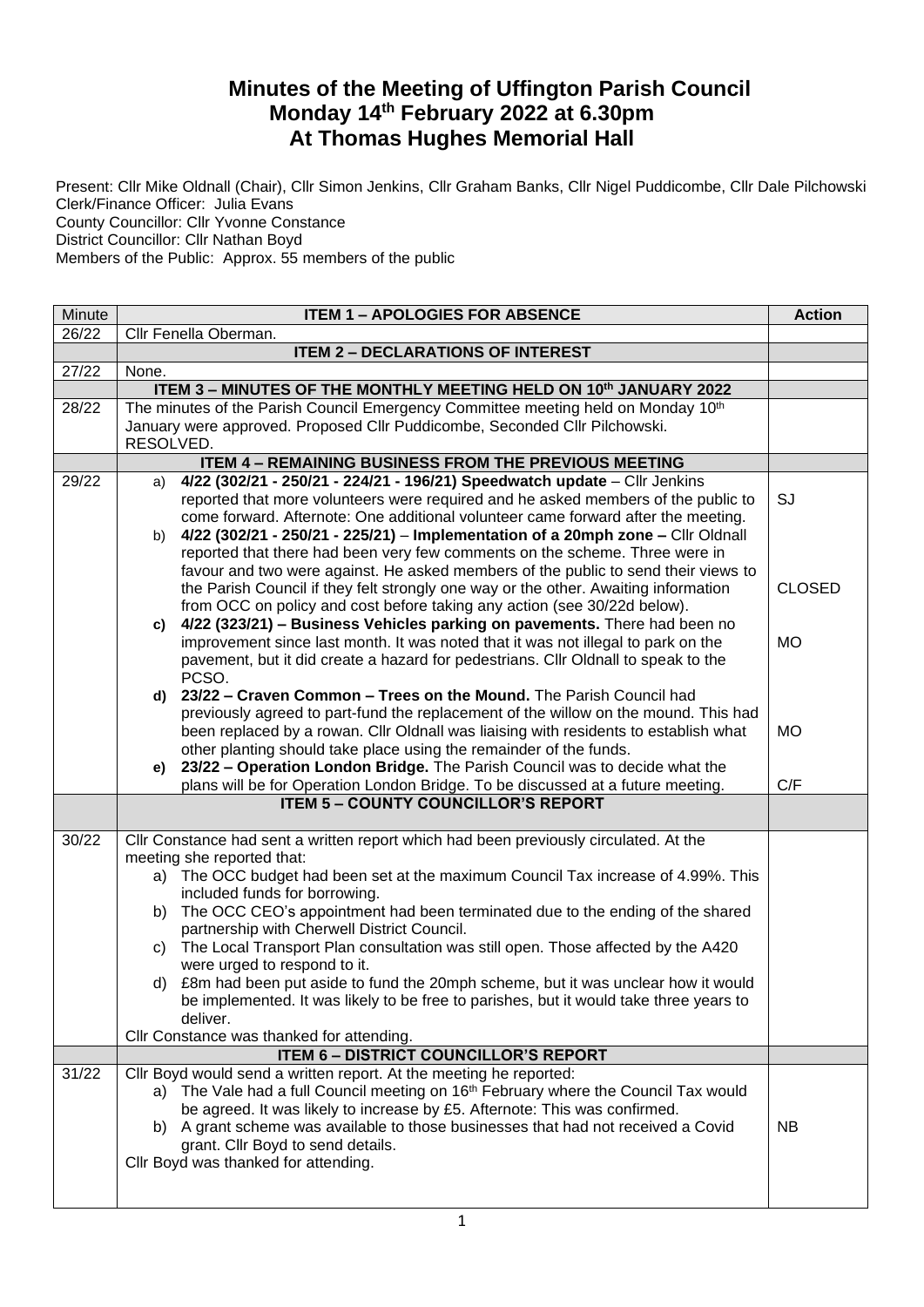# Minutes of the Meeting of Uffington Parish Council
# Monday 14th February 2022 at 6.30pm
# At Thomas Hughes Memorial Hall

Present: Cllr Mike Oldnall (Chair), Cllr Simon Jenkins, Cllr Graham Banks, Cllr Nigel Puddicombe, Cllr Dale Pilchowski
Clerk/Finance Officer: Julia Evans
County Councillor: Cllr Yvonne Constance
District Councillor: Cllr Nathan Boyd
Members of the Public: Approx. 55 members of the public

| Minute | ITEM 1 – APOLOGIES FOR ABSENCE | Action |
|---|---|---|
| 26/22 | Cllr Fenella Oberman. | |
| | **ITEM 2 – DECLARATIONS OF INTEREST** | |
| 27/22 | None. | |
| | **ITEM 3 – MINUTES OF THE MONTHLY MEETING HELD ON 10th JANUARY 2022** | |
| 28/22 | The minutes of the Parish Council Emergency Committee meeting held on Monday 10th January were approved. Proposed Cllr Puddicombe, Seconded Cllr Pilchowski. RESOLVED. | |
| | **ITEM 4 – REMAINING BUSINESS FROM THE PREVIOUS MEETING** | |
| 29/22 | a) **4/22 (302/21 - 250/21 - 224/21 - 196/21) Speedwatch update** – Cllr Jenkins reported that more volunteers were required and he asked members of the public to come forward. Afternote: One additional volunteer came forward after the meeting. | SJ |
| | b) **4/22 (302/21 - 250/21 - 225/21)** – **Implementation of a 20mph zone –** Cllr Oldnall reported that there had been very few comments on the scheme. Three were in favour and two were against. He asked members of the public to send their views to the Parish Council if they felt strongly one way or the other. Awaiting information from OCC on policy and cost before taking any action (see 30/22d below). | CLOSED |
| | c) **4/22 (323/21) – Business Vehicles parking on pavements.** There had been no improvement since last month. It was noted that it was not illegal to park on the pavement, but it did create a hazard for pedestrians. Cllr Oldnall to speak to the PCSO. | MO |
| | d) **23/22 – Craven Common – Trees on the Mound.** The Parish Council had previously agreed to part-fund the replacement of the willow on the mound. This had been replaced by a rowan. Cllr Oldnall was liaising with residents to establish what other planting should take place using the remainder of the funds. | MO |
| | e) **23/22 – Operation London Bridge.** The Parish Council was to decide what the plans will be for Operation London Bridge. To be discussed at a future meeting. | C/F |
| | **ITEM 5 – COUNTY COUNCILLOR'S REPORT** | |
| 30/22 | Cllr Constance had sent a written report which had been previously circulated. At the meeting she reported that:<br>a) The OCC budget had been set at the maximum Council Tax increase of 4.99%. This included funds for borrowing.<br>b) The OCC CEO's appointment had been terminated due to the ending of the shared partnership with Cherwell District Council.<br>c) The Local Transport Plan consultation was still open. Those affected by the A420 were urged to respond to it.<br>d) £8m had been put aside to fund the 20mph scheme, but it was unclear how it would be implemented. It was likely to be free to parishes, but it would take three years to deliver.<br>Cllr Constance was thanked for attending. | |
| | **ITEM 6 – DISTRICT COUNCILLOR'S REPORT** | |
| 31/22 | Cllr Boyd would send a written report. At the meeting he reported:<br>a) The Vale had a full Council meeting on 16th February where the Council Tax would be agreed. It was likely to increase by £5. Afternote: This was confirmed.<br>b) A grant scheme was available to those businesses that had not received a Covid grant. Cllr Boyd to send details.<br>Cllr Boyd was thanked for attending. | NB |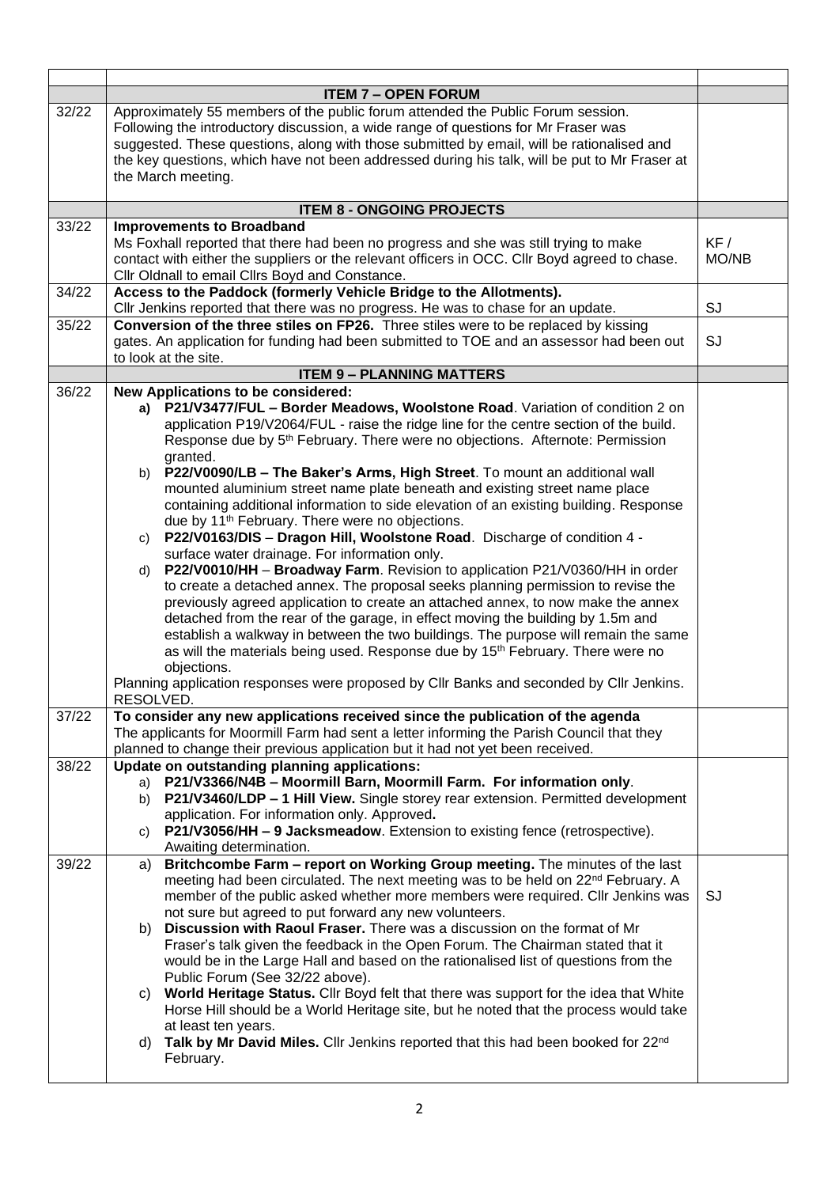| | | |
|---|---|---|
| | **ITEM 7 – OPEN FORUM** | |
| 32/22 | Approximately 55 members of the public forum attended the Public Forum session. Following the introductory discussion, a wide range of questions for Mr Fraser was suggested. These questions, along with those submitted by email, will be rationalised and the key questions, which have not been addressed during his talk, will be put to Mr Fraser at the March meeting. | |
| | **ITEM 8 - ONGOING PROJECTS** | |
| 33/22 | **Improvements to Broadband**<br>Ms Foxhall reported that there had been no progress and she was still trying to make contact with either the suppliers or the relevant officers in OCC. Cllr Boyd agreed to chase. Cllr Oldnall to email Cllrs Boyd and Constance. | KF / MO/NB |
| 34/22 | **Access to the Paddock (formerly Vehicle Bridge to the Allotments).**<br>Cllr Jenkins reported that there was no progress. He was to chase for an update. | SJ |
| 35/22 | **Conversion of the three stiles on FP26.** Three stiles were to be replaced by kissing gates. An application for funding had been submitted to TOE and an assessor had been out to look at the site. | SJ |
| | **ITEM 9 – PLANNING MATTERS** | |
| 36/22 | **New Applications to be considered:**<br>**a) P21/V3477/FUL – Border Meadows, Woolstone Road**. Variation of condition 2 on application P19/V2064/FUL - raise the ridge line for the centre section of the build. Response due by 5th February. There were no objections. Afternote: Permission granted.<br>b) **P22/V0090/LB – The Baker's Arms, High Street**. To mount an additional wall mounted aluminium street name plate beneath and existing street name place containing additional information to side elevation of an existing building. Response due by 11th February. There were no objections.<br>c) **P22/V0163/DIS** – **Dragon Hill, Woolstone Road**. Discharge of condition 4 - surface water drainage. For information only.<br>d) **P22/V0010/HH** – **Broadway Farm**. Revision to application P21/V0360/HH in order to create a detached annex. The proposal seeks planning permission to revise the previously agreed application to create an attached annex, to now make the annex detached from the rear of the garage, in effect moving the building by 1.5m and establish a walkway in between the two buildings. The purpose will remain the same as will the materials being used. Response due by 15th February. There were no objections.<br>Planning application responses were proposed by Cllr Banks and seconded by Cllr Jenkins. RESOLVED. | |
| 37/22 | **To consider any new applications received since the publication of the agenda**<br>The applicants for Moormill Farm had sent a letter informing the Parish Council that they planned to change their previous application but it had not yet been received. | |
| 38/22 | **Update on outstanding planning applications:**<br>a) **P21/V3366/N4B – Moormill Barn, Moormill Farm. For information only**.<br>b) **P21/V3460/LDP – 1 Hill View.** Single storey rear extension. Permitted development application. For information only. Approved**.**<br>c) **P21/V3056/HH – 9 Jacksmeadow**. Extension to existing fence (retrospective). Awaiting determination. | |
| 39/22 | a) **Britchcombe Farm – report on Working Group meeting.** The minutes of the last meeting had been circulated. The next meeting was to be held on 22nd February. A member of the public asked whether more members were required. Cllr Jenkins was not sure but agreed to put forward any new volunteers.<br>b) **Discussion with Raoul Fraser.** There was a discussion on the format of Mr Fraser's talk given the feedback in the Open Forum. The Chairman stated that it would be in the Large Hall and based on the rationalised list of questions from the Public Forum (See 32/22 above).<br>c) **World Heritage Status.** Cllr Boyd felt that there was support for the idea that White Horse Hill should be a World Heritage site, but he noted that the process would take at least ten years.<br>d) **Talk by Mr David Miles.** Cllr Jenkins reported that this had been booked for 22nd February. | SJ |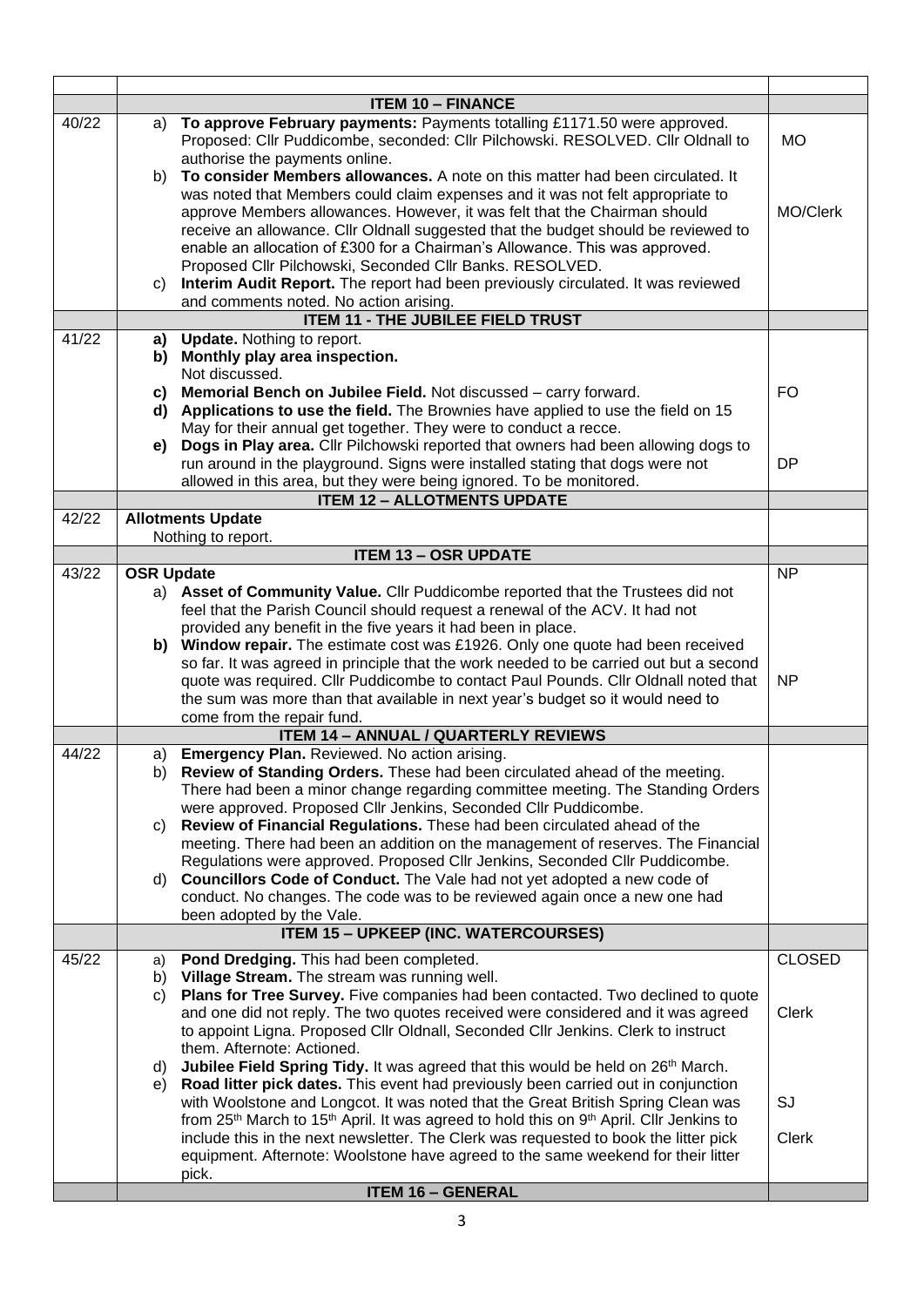| | | |
|---|---|---|
| | **ITEM 10 – FINANCE** | |
| 40/22 | a) **To approve February payments:** Payments totalling £1171.50 were approved. Proposed: Cllr Puddicombe, seconded: Cllr Pilchowski. RESOLVED. Cllr Oldnall to authorise the payments online.<br>b) **To consider Members allowances.** A note on this matter had been circulated. It was noted that Members could claim expenses and it was not felt appropriate to approve Members allowances. However, it was felt that the Chairman should receive an allowance. Cllr Oldnall suggested that the budget should be reviewed to enable an allocation of £300 for a Chairman's Allowance. This was approved. Proposed Cllr Pilchowski, Seconded Cllr Banks. RESOLVED.<br>c) **Interim Audit Report.** The report had been previously circulated. It was reviewed and comments noted. No action arising. | MO<br><br>MO/Clerk |
| | **ITEM 11 - THE JUBILEE FIELD TRUST** | |
| 41/22 | **a) Update.** Nothing to report.<br>**b) Monthly play area inspection.** Not discussed.<br>**c) Memorial Bench on Jubilee Field.** Not discussed – carry forward.<br>**d) Applications to use the field.** The Brownies have applied to use the field on 15 May for their annual get together. They were to conduct a recce.<br>**e) Dogs in Play area.** Cllr Pilchowski reported that owners had been allowing dogs to run around in the playground. Signs were installed stating that dogs were not allowed in this area, but they were being ignored. To be monitored. | FO<br><br>DP |
| | **ITEM 12 – ALLOTMENTS UPDATE** | |
| 42/22 | **Allotments Update**<br>Nothing to report. | |
| | **ITEM 13 – OSR UPDATE** | |
| 43/22 | **OSR Update**<br>a) **Asset of Community Value.** Cllr Puddicombe reported that the Trustees did not feel that the Parish Council should request a renewal of the ACV. It had not provided any benefit in the five years it had been in place.<br>**b) Window repair.** The estimate cost was £1926. Only one quote had been received so far. It was agreed in principle that the work needed to be carried out but a second quote was required. Cllr Puddicombe to contact Paul Pounds. Cllr Oldnall noted that the sum was more than that available in next year's budget so it would need to come from the repair fund. | NP<br><br>NP |
| | **ITEM 14 – ANNUAL / QUARTERLY REVIEWS** | |
| 44/22 | a) **Emergency Plan.** Reviewed. No action arising.<br>b) **Review of Standing Orders.** These had been circulated ahead of the meeting. There had been a minor change regarding committee meeting. The Standing Orders were approved. Proposed Cllr Jenkins, Seconded Cllr Puddicombe.<br>c) **Review of Financial Regulations.** These had been circulated ahead of the meeting. There had been an addition on the management of reserves. The Financial Regulations were approved. Proposed Cllr Jenkins, Seconded Cllr Puddicombe.<br>d) **Councillors Code of Conduct.** The Vale had not yet adopted a new code of conduct. No changes. The code was to be reviewed again once a new one had been adopted by the Vale. | |
| | **ITEM 15 – UPKEEP (INC. WATERCOURSES)** | |
| 45/22 | a) **Pond Dredging.** This had been completed.<br>b) **Village Stream.** The stream was running well.<br>c) **Plans for Tree Survey.** Five companies had been contacted. Two declined to quote and one did not reply. The two quotes received were considered and it was agreed to appoint Ligna. Proposed Cllr Oldnall, Seconded Cllr Jenkins. Clerk to instruct them. Afternote: Actioned.<br>d) **Jubilee Field Spring Tidy.** It was agreed that this would be held on 26th March.<br>e) **Road litter pick dates.** This event had previously been carried out in conjunction with Woolstone and Longcot. It was noted that the Great British Spring Clean was from 25th March to 15th April. It was agreed to hold this on 9th April. Cllr Jenkins to include this in the next newsletter. The Clerk was requested to book the litter pick equipment. Afternote: Woolstone have agreed to the same weekend for their litter pick. | CLOSED<br><br>Clerk<br><br>SJ<br>Clerk |
| | **ITEM 16 – GENERAL** | |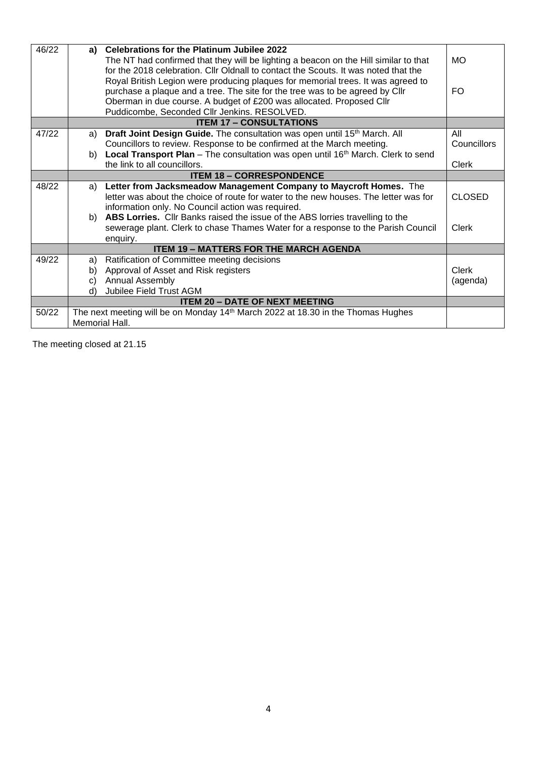| | | |
|---|---|---|
| 46/22 | **a) Celebrations for the Platinum Jubilee 2022**<br>The NT had confirmed that they will be lighting a beacon on the Hill similar to that for the 2018 celebration. Cllr Oldnall to contact the Scouts. It was noted that the Royal British Legion were producing plaques for memorial trees. It was agreed to purchase a plaque and a tree. The site for the tree was to be agreed by Cllr Oberman in due course. A budget of £200 was allocated. Proposed Cllr Puddicombe, Seconded Cllr Jenkins. RESOLVED. | MO<br><br>FO |
| | **ITEM 17 – CONSULTATIONS** | |
| 47/22 | a) **Draft Joint Design Guide.** The consultation was open until 15th March. All Councillors to review. Response to be confirmed at the March meeting.<br>b) **Local Transport Plan** – The consultation was open until 16th March. Clerk to send the link to all councillors. | All Councillors<br><br>Clerk |
| | **ITEM 18 – CORRESPONDENCE** | |
| 48/22 | a) **Letter from Jacksmeadow Management Company to Maycroft Homes.** The letter was about the choice of route for water to the new houses. The letter was for information only. No Council action was required.<br>b) **ABS Lorries.** Cllr Banks raised the issue of the ABS lorries travelling to the sewerage plant. Clerk to chase Thames Water for a response to the Parish Council enquiry. | CLOSED<br><br>Clerk |
| | **ITEM 19 – MATTERS FOR THE MARCH AGENDA** | |
| 49/22 | a) Ratification of Committee meeting decisions<br>b) Approval of Asset and Risk registers<br>c) Annual Assembly<br>d) Jubilee Field Trust AGM | Clerk (agenda) |
| | **ITEM 20 – DATE OF NEXT MEETING** | |
| 50/22 | The next meeting will be on Monday 14th March 2022 at 18.30 in the Thomas Hughes Memorial Hall. | |

The meeting closed at 21.15